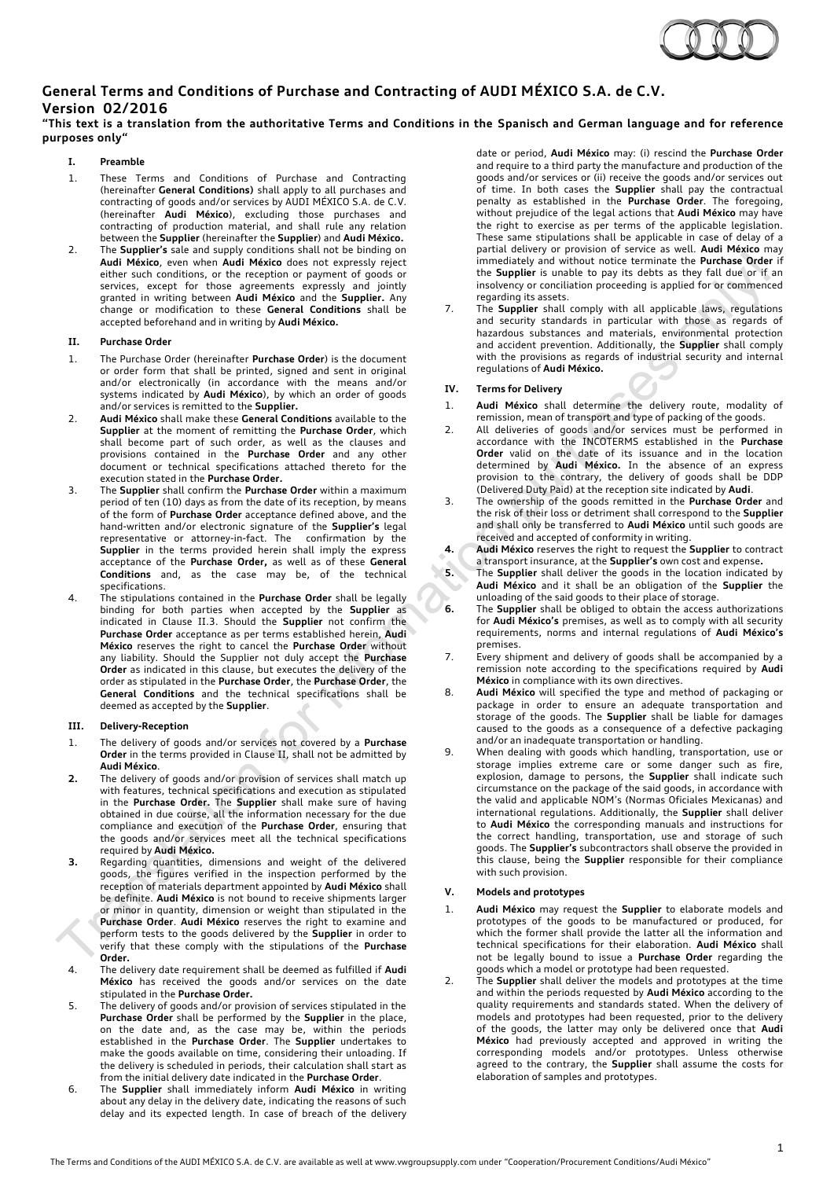# General Terms and Conditions of Purchase and Contracting of AUDI MÉXICO S.A. de C.V.
## Version 02/2016

**"This text is a translation from the authoritative Terms and Conditions in the Spanisch and German language and for reference purposes only"**

### I. Preamble

1. These Terms and Conditions of Purchase and Contracting (hereinafter **General Conditions**) shall apply to all purchases and contracting of goods and/or services by AUDI MÉXICO S.A. de C.V. (hereinafter **Audi México**), excluding those purchases and contracting of production material, and shall rule any relation between the **Supplier** (hereinafter the **Supplier**) and **Audi México.**
2. The **Supplier's** sale and supply conditions shall not be binding on **Audi México**, even when **Audi México** does not expressly reject either such conditions, or the reception or payment of goods or services, except for those agreements expressly and jointly granted in writing between **Audi México** and the **Supplier.** Any change or modification to these **General Conditions** shall be accepted beforehand and in writing by **Audi México.**

### II. Purchase Order

1. The Purchase Order (hereinafter **Purchase Order**) is the document or order form that shall be printed, signed and sent in original and/or electronically (in accordance with the means and/or systems indicated by **Audi México**), by which an order of goods and/or services is remitted to the **Supplier.**
2. **Audi México** shall make these **General Conditions** available to the **Supplier** at the moment of remitting the **Purchase Order**, which shall become part of such order, as well as the clauses and provisions contained in the **Purchase Order** and any other document or technical specifications attached thereto for the execution stated in the **Purchase Order.**
3. The **Supplier** shall confirm the **Purchase Order** within a maximum period of ten (10) days as from the date of its reception, by means of the form of **Purchase Order** acceptance defined above, and the hand-written and/or electronic signature of the **Supplier's** legal representative or attorney-in-fact. The confirmation by the **Supplier** in the terms provided herein shall imply the express acceptance of the **Purchase Order,** as well as of these **General Conditions** and, as the case may be, of the technical specifications.
4. The stipulations contained in the **Purchase Order** shall be legally binding for both parties when accepted by the **Supplier** as indicated in Clause II.3. Should the **Supplier** not confirm the **Purchase Order** acceptance as per terms established herein, **Audi México** reserves the right to cancel the **Purchase Order** without any liability. Should the Supplier not duly accept the **Purchase Order** as indicated in this clause, but executes the delivery of the order as stipulated in the **Purchase Order**, the **Purchase Order**, the **General Conditions** and the technical specifications shall be deemed as accepted by the **Supplier**.

### III. Delivery-Reception

1. The delivery of goods and/or services not covered by a **Purchase Order** in the terms provided in Clause II, shall not be admitted by **Audi México**.
2. The delivery of goods and/or provision of services shall match up with features, technical specifications and execution as stipulated in the **Purchase Order.** The **Supplier** shall make sure of having obtained in due course, all the information necessary for the due compliance and execution of the **Purchase Order**, ensuring that the goods and/or services meet all the technical specifications required by **Audi México.**
3. Regarding quantities, dimensions and weight of the delivered goods, the figures verified in the inspection performed by the reception of materials department appointed by **Audi México** shall be definite. **Audi México** is not bound to receive shipments larger or minor in quantity, dimension or weight than stipulated in the **Purchase Order**. **Audi México** reserves the right to examine and perform tests to the goods delivered by the **Supplier** in order to verify that these comply with the stipulations of the **Purchase Order.**
4. The delivery date requirement shall be deemed as fulfilled if **Audi México** has received the goods and/or services on the date stipulated in the **Purchase Order.**
5. The delivery of goods and/or provision of services stipulated in the **Purchase Order** shall be performed by the **Supplier** in the place, on the date and, as the case may be, within the periods established in the **Purchase Order**. The **Supplier** undertakes to make the goods available on time, considering their unloading. If the delivery is scheduled in periods, their calculation shall start as from the initial delivery date indicated in the **Purchase Order**.
6. The **Supplier** shall immediately inform **Audi México** in writing about any delay in the delivery date, indicating the reasons of such delay and its expected length. In case of breach of the delivery date or period, **Audi México** may: (i) rescind the **Purchase Order** and require to a third party the manufacture and production of the goods and/or services or (ii) receive the goods and/or services out of time. In both cases the **Supplier** shall pay the contractual penalty as established in the **Purchase Order**. The foregoing, without prejudice of the legal actions that **Audi México** may have the right to exercise as per terms of the applicable legislation. These same stipulations shall be applicable in case of delay of a partial delivery or provision of service as well. **Audi México** may immediately and without notice terminate the **Purchase Order** if the **Supplier** is unable to pay its debts as they fall due or if an insolvency or conciliation proceeding is applied for or commenced regarding its assets.
7. The **Supplier** shall comply with all applicable laws, regulations and security standards in particular with those as regards of hazardous substances and materials, environmental protection and accident prevention. Additionally, the **Supplier** shall comply with the provisions as regards of industrial security and internal regulations of **Audi México.**

### IV. Terms for Delivery

1. **Audi México** shall determine the delivery route, modality of remission, mean of transport and type of packing of the goods.
2. All deliveries of goods and/or services must be performed in accordance with the INCOTERMS established in the **Purchase Order** valid on the date of its issuance and in the location determined by **Audi México.** In the absence of an express provision to the contrary, the delivery of goods shall be DDP (Delivered Duty Paid) at the reception site indicated by **Audi**.
3. The ownership of the goods remitted in the **Purchase Order** and the risk of their loss or detriment shall correspond to the **Supplier** and shall only be transferred to **Audi México** until such goods are received and accepted of conformity in writing.
4. **Audi México** reserves the right to request the **Supplier** to contract a transport insurance, at the **Supplier's** own cost and expense**.**
5. The **Supplier** shall deliver the goods in the location indicated by **Audi México** and it shall be an obligation of the **Supplier** the unloading of the said goods to their place of storage.
6. The **Supplier** shall be obliged to obtain the access authorizations for **Audi México's** premises, as well as to comply with all security requirements, norms and internal regulations of **Audi México's** premises.
7. Every shipment and delivery of goods shall be accompanied by a remission note according to the specifications required by **Audi México** in compliance with its own directives.
8. **Audi México** will specified the type and method of packaging or package in order to ensure an adequate transportation and storage of the goods. The **Supplier** shall be liable for damages caused to the goods as a consequence of a defective packaging and/or an inadequate transportation or handling.
9. When dealing with goods which handling, transportation, use or storage implies extreme care or some danger such as fire, explosion, damage to persons, the **Supplier** shall indicate such circumstance on the package of the said goods, in accordance with the valid and applicable NOM's (Normas Oficiales Mexicanas) and international regulations. Additionally, the **Supplier** shall deliver to **Audi México** the corresponding manuals and instructions for the correct handling, transportation, use and storage of such goods. The **Supplier's** subcontractors shall observe the provided in this clause, being the **Supplier** responsible for their compliance with such provision.

### V. Models and prototypes

1. **Audi México** may request the **Supplier** to elaborate models and prototypes of the goods to be manufactured or produced, for which the former shall provide the latter all the information and technical specifications for their elaboration. **Audi México** shall not be legally bound to issue a **Purchase Order** regarding the goods which a model or prototype had been requested.
2. The **Supplier** shall deliver the models and prototypes at the time and within the periods requested by **Audi México** according to the quality requirements and standards stated. When the delivery of models and prototypes had been requested, prior to the delivery of the goods, the latter may only be delivered once that **Audi México** had previously accepted and approved in writing the corresponding models and/or prototypes. Unless otherwise agreed to the contrary, the **Supplier** shall assume the costs for elaboration of samples and prototypes.

The Terms and Conditions of the AUDI MÉXICO S.A. de C.V. are available as well at www.vwgroupsupply.com under "Cooperation/Procurement Conditions/Audi México"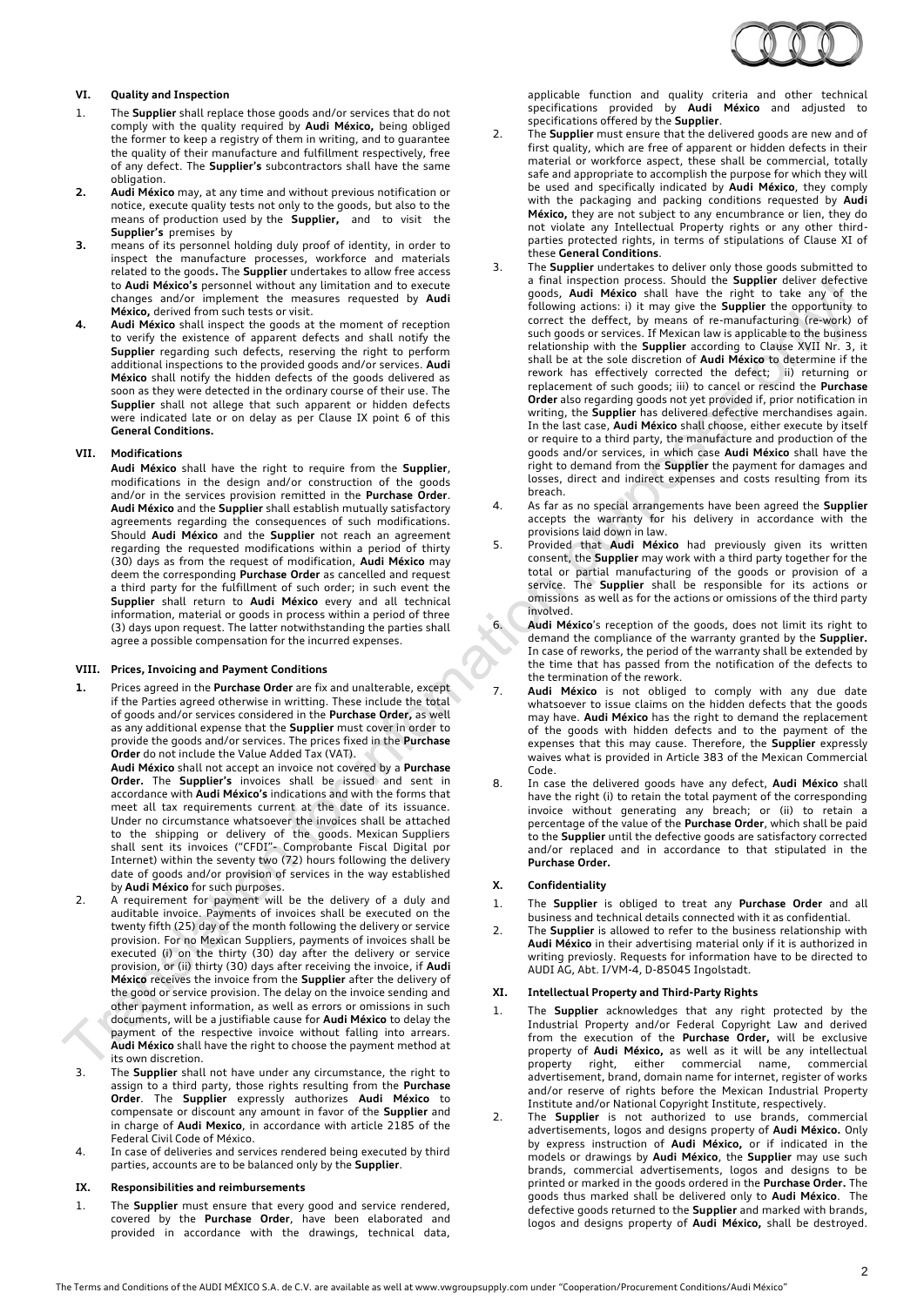## VI. Quality and Inspection

1. The **Supplier** shall replace those goods and/or services that do not comply with the quality required by **Audi México,** being obliged the former to keep a registry of them in writing, and to guarantee the quality of their manufacture and fulfillment respectively, free of any defect. The **Supplier's** subcontractors shall have the same obligation.
2. **Audi México** may, at any time and without previous notification or notice, execute quality tests not only to the goods, but also to the means of production used by the **Supplier,** and to visit the **Supplier's** premises by
3. means of its personnel holding duly proof of identity, in order to inspect the manufacture processes, workforce and materials related to the goods**.** The **Supplier** undertakes to allow free access to **Audi México's** personnel without any limitation and to execute changes and/or implement the measures requested by **Audi México,** derived from such tests or visit.
4. **Audi México** shall inspect the goods at the moment of reception to verify the existence of apparent defects and shall notify the **Supplier** regarding such defects, reserving the right to perform additional inspections to the provided goods and/or services. **Audi México** shall notify the hidden defects of the goods delivered as soon as they were detected in the ordinary course of their use. The **Supplier** shall not allege that such apparent or hidden defects were indicated late or on delay as per Clause IX point 6 of this **General Conditions.**

## VII. Modifications

**Audi México** shall have the right to require from the **Supplier**, modifications in the design and/or construction of the goods and/or in the services provision remitted in the **Purchase Order**. **Audi México** and the **Supplier** shall establish mutually satisfactory agreements regarding the consequences of such modifications. Should **Audi México** and the **Supplier** not reach an agreement regarding the requested modifications within a period of thirty (30) days as from the request of modification, **Audi México** may deem the corresponding **Purchase Order** as cancelled and request a third party for the fulfillment of such order; in such event the **Supplier** shall return to **Audi México** every and all technical information, material or goods in process within a period of three (3) days upon request. The latter notwithstanding the parties shall agree a possible compensation for the incurred expenses.

## VIII. Prices, Invoicing and Payment Conditions

1. Prices agreed in the **Purchase Order** are fix and unalterable, except if the Parties agreed otherwise in writting. These include the total of goods and/or services considered in the **Purchase Order,** as well as any additional expense that the **Supplier** must cover in order to provide the goods and/or services. The prices fixed in the **Purchase Order** do not include the Value Added Tax (VAT).
   **Audi México** shall not accept an invoice not covered by a **Purchase Order.** The **Supplier's** invoices shall be issued and sent in accordance with **Audi México's** indications and with the forms that meet all tax requirements current at the date of its issuance. Under no circumstance whatsoever the invoices shall be attached to the shipping or delivery of the goods. Mexican Suppliers shall sent its invoices ("CFDI"- Comprobante Fiscal Digital por Internet) within the seventy two (72) hours following the delivery date of goods and/or provision of services in the way established by **Audi México** for such purposes.
2. A requirement for payment will be the delivery of a duly and auditable invoice. Payments of invoices shall be executed on the twenty fifth (25) day of the month following the delivery or service provision. For no Mexican Suppliers, payments of invoices shall be executed (i) on the thirty (30) day after the delivery or service provision, or (ii) thirty (30) days after receiving the invoice, if **Audi México** receives the invoice from the **Supplier** after the delivery of the good or service provision. The delay on the invoice sending and other payment information, as well as errors or omissions in such documents, will be a justifiable cause for **Audi México** to delay the payment of the respective invoice without falling into arrears. **Audi México** shall have the right to choose the payment method at its own discretion.
3. The **Supplier** shall not have under any circumstance, the right to assign to a third party, those rights resulting from the **Purchase Order**. The **Supplier** expressly authorizes **Audi México** to compensate or discount any amount in favor of the **Supplier** and in charge of **Audi Mexico**, in accordance with article 2185 of the Federal Civil Code of México.
4. In case of deliveries and services rendered being executed by third parties, accounts are to be balanced only by the **Supplier**.

## IX. Responsibilities and reimbursements

1. The **Supplier** must ensure that every good and service rendered, covered by the **Purchase Order**, have been elaborated and provided in accordance with the drawings, technical data, applicable function and quality criteria and other technical specifications provided by **Audi México** and adjusted to specifications offered by the **Supplier**.
2. The **Supplier** must ensure that the delivered goods are new and of first quality, which are free of apparent or hidden defects in their material or workforce aspect, these shall be commercial, totally safe and appropriate to accomplish the purpose for which they will be used and specifically indicated by **Audi México**, they comply with the packaging and packing conditions requested by **Audi México,** they are not subject to any encumbrance or lien, they do not violate any Intellectual Property rights or any other third-parties protected rights, in terms of stipulations of Clause XI of these **General Conditions**.
3. The **Supplier** undertakes to deliver only those goods submitted to a final inspection process. Should the **Supplier** deliver defective goods, **Audi México** shall have the right to take any of the following actions: i) it may give the **Supplier** the opportunity to correct the deffect, by means of re-manufacturing (re-work) of such goods or services. If Mexican law is applicable to the business relationship with the **Supplier** according to Clause XVII Nr. 3, it shall be at the sole discretion of **Audi México** to determine if the rework has effectively corrected the defect; ii) returning or replacement of such goods; iii) to cancel or rescind the **Purchase Order** also regarding goods not yet provided if, prior notification in writing, the **Supplier** has delivered defective merchandises again. In the last case, **Audi México** shall choose, either execute by itself or require to a third party, the manufacture and production of the goods and/or services, in which case **Audi México** shall have the right to demand from the **Supplier** the payment for damages and losses, direct and indirect expenses and costs resulting from its breach.
4. As far as no special arrangements have been agreed the **Supplier** accepts the warranty for his delivery in accordance with the provisions laid down in law.
5. Provided that **Audi México** had previously given its written consent, the **Supplier** may work with a third party together for the total or partial manufacturing of the goods or provision of a service. The **Supplier** shall be responsible for its actions or omissions as well as for the actions or omissions of the third party involved.
6. **Audi México**'s reception of the goods, does not limit its right to demand the compliance of the warranty granted by the **Supplier.** In case of reworks, the period of the warranty shall be extended by the time that has passed from the notification of the defects to the termination of the rework.
7. **Audi México** is not obliged to comply with any due date whatsoever to issue claims on the hidden defects that the goods may have. **Audi México** has the right to demand the replacement of the goods with hidden defects and to the payment of the expenses that this may cause. Therefore, the **Supplier** expressly waives what is provided in Article 383 of the Mexican Commercial Code.
8. In case the delivered goods have any defect, **Audi México** shall have the right (i) to retain the total payment of the corresponding invoice without generating any breach; or (ii) to retain a percentage of the value of the **Purchase Order**, which shall be paid to the **Supplier** until the defective goods are satisfactory corrected and/or replaced and in accordance to that stipulated in the **Purchase Order.**

## X. Confidentiality

1. The **Supplier** is obliged to treat any **Purchase Order** and all business and technical details connected with it as confidential.
2. The **Supplier** is allowed to refer to the business relationship with **Audi México** in their advertising material only if it is authorized in writing previosly. Requests for information have to be directed to AUDI AG, Abt. I/VM-4, D-85045 Ingolstadt.

## XI. Intellectual Property and Third-Party Rights

1. The **Supplier** acknowledges that any right protected by the Industrial Property and/or Federal Copyright Law and derived from the execution of the **Purchase Order,** will be exclusive property of **Audi México,** as well as it will be any intellectual property right, either commercial name, commercial advertisement, brand, domain name for internet, register of works and/or reserve of rights before the Mexican Industrial Property Institute and/or National Copyright Institute, respectively.
2. The **Supplier** is not authorized to use brands, commercial advertisements, logos and designs property of **Audi México.** Only by express instruction of **Audi México,** or if indicated in the models or drawings by **Audi México**, the **Supplier** may use such brands, commercial advertisements, logos and designs to be printed or marked in the goods ordered in the **Purchase Order.** The goods thus marked shall be delivered only to **Audi México**. The defective goods returned to the **Supplier** and marked with brands, logos and designs property of **Audi México,** shall be destroyed.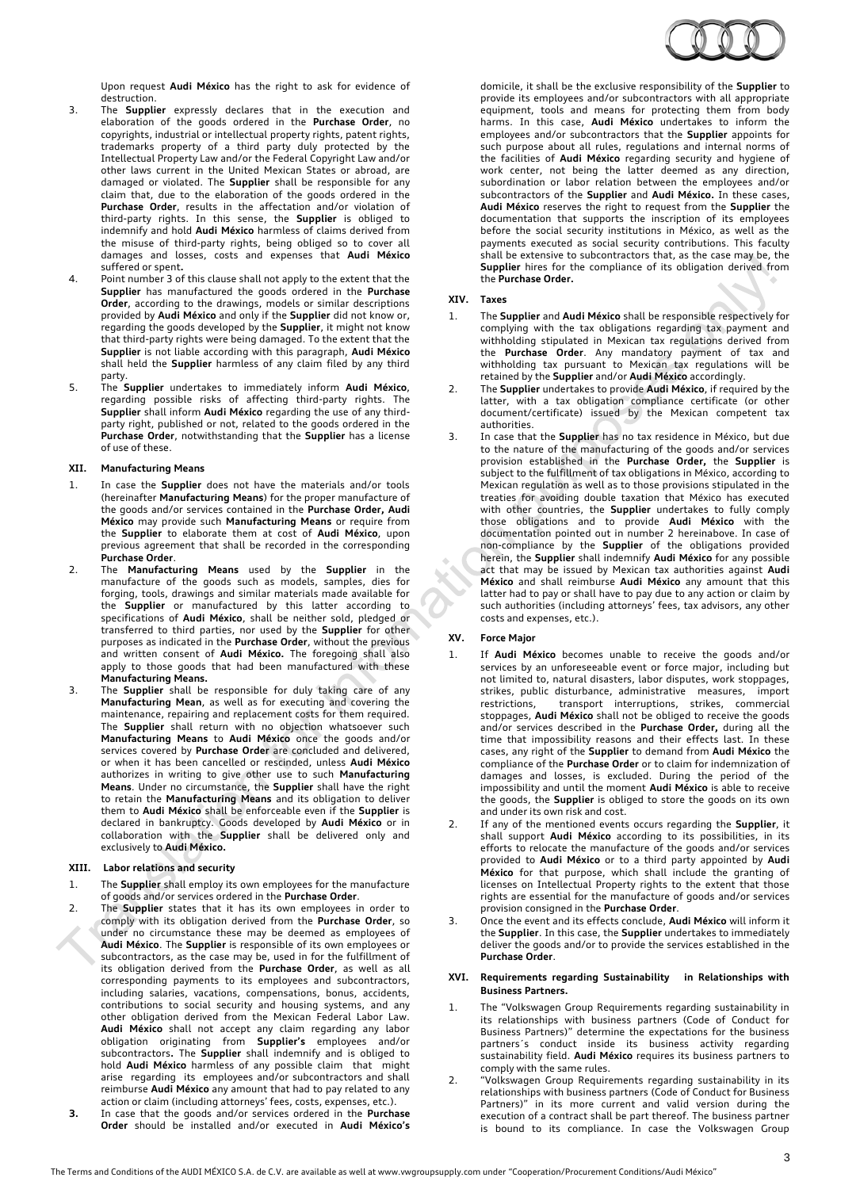Upon request **Audi México** has the right to ask for evidence of destruction.

3. The **Supplier** expressly declares that in the execution and elaboration of the goods ordered in the **Purchase Order**, no copyrights, industrial or intellectual property rights, patent rights, trademarks property of a third party duly protected by the Intellectual Property Law and/or the Federal Copyright Law and/or other laws current in the United Mexican States or abroad, are damaged or violated. The **Supplier** shall be responsible for any claim that, due to the elaboration of the goods ordered in the **Purchase Order**, results in the affectation and/or violation of third-party rights. In this sense, the **Supplier** is obliged to indemnify and hold **Audi México** harmless of claims derived from the misuse of third-party rights, being obliged so to cover all damages and losses, costs and expenses that **Audi México** suffered or spent**.**
4. Point number 3 of this clause shall not apply to the extent that the **Supplier** has manufactured the goods ordered in the **Purchase Order**, according to the drawings, models or similar descriptions provided by **Audi México** and only if the **Supplier** did not know or, regarding the goods developed by the **Supplier**, it might not know that third-party rights were being damaged. To the extent that the **Supplier** is not liable according with this paragraph, **Audi México** shall held the **Supplier** harmless of any claim filed by any third party.
5. The **Supplier** undertakes to immediately inform **Audi México**, regarding possible risks of affecting third-party rights. The **Supplier** shall inform **Audi México** regarding the use of any third-party right, published or not, related to the goods ordered in the **Purchase Order**, notwithstanding that the **Supplier** has a license of use of these.

## XII. Manufacturing Means

1. In case the **Supplier** does not have the materials and/or tools (hereinafter **Manufacturing Means**) for the proper manufacture of the goods and/or services contained in the **Purchase Order, Audi México** may provide such **Manufacturing Means** or require from the **Supplier** to elaborate them at cost of **Audi México**, upon previous agreement that shall be recorded in the corresponding **Purchase Order**.
2. The **Manufacturing Means** used by the **Supplier** in the manufacture of the goods such as models, samples, dies for forging, tools, drawings and similar materials made available for the **Supplier** or manufactured by this latter according to specifications of **Audi México**, shall be neither sold, pledged or transferred to third parties, nor used by the **Supplier** for other purposes as indicated in the **Purchase Order**, without the previous and written consent of **Audi México.** The foregoing shall also apply to those goods that had been manufactured with these **Manufacturing Means.**
3. The **Supplier** shall be responsible for duly taking care of any **Manufacturing Mean**, as well as for executing and covering the maintenance, repairing and replacement costs for them required. The **Supplier** shall return with no objection whatsoever such **Manufacturing Means** to **Audi México** once the goods and/or services covered by **Purchase Order** are concluded and delivered, or when it has been cancelled or rescinded, unless **Audi México** authorizes in writing to give other use to such **Manufacturing Means**. Under no circumstance, the **Supplier** shall have the right to retain the **Manufacturing Means** and its obligation to deliver them to **Audi México** shall be enforceable even if the **Supplier** is declared in bankruptcy. Goods developed by **Audi México** or in collaboration with the **Supplier** shall be delivered only and exclusively to **Audi México.**

## XIII. Labor relations and security

1. The **Supplier** shall employ its own employees for the manufacture of goods and/or services ordered in the **Purchase Order**.
2. The **Supplier** states that it has its own employees in order to comply with its obligation derived from the **Purchase Order**, so under no circumstance these may be deemed as employees of **Audi México**. The **Supplier** is responsible of its own employees or subcontractors, as the case may be, used in for the fulfillment of its obligation derived from the **Purchase Order**, as well as all corresponding payments to its employees and subcontractors, including salaries, vacations, compensations, bonus, accidents, contributions to social security and housing systems, and any other obligation derived from the Mexican Federal Labor Law. **Audi México** shall not accept any claim regarding any labor obligation originating from **Supplier's** employees and/or subcontractors**.** The **Supplier** shall indemnify and is obliged to hold **Audi México** harmless of any possible claim that might arise regarding its employees and/or subcontractors and shall reimburse **Audi México** any amount that had to pay related to any action or claim (including attorneys' fees, costs, expenses, etc.).
3. In case that the goods and/or services ordered in the **Purchase Order** should be installed and/or executed in **Audi México's** domicile, it shall be the exclusive responsibility of the **Supplier** to provide its employees and/or subcontractors with all appropriate equipment, tools and means for protecting them from body harms. In this case, **Audi México** undertakes to inform the employees and/or subcontractors that the **Supplier** appoints for such purpose about all rules, regulations and internal norms of the facilities of **Audi México** regarding security and hygiene of work center, not being the latter deemed as any direction, subordination or labor relation between the employees and/or subcontractors of the **Supplier** and **Audi México.** In these cases, **Audi México** reserves the right to request from the **Supplier** the documentation that supports the inscription of its employees before the social security institutions in México, as well as the payments executed as social security contributions. This faculty shall be extensive to subcontractors that, as the case may be, the **Supplier** hires for the compliance of its obligation derived from the **Purchase Order.**

## XIV. Taxes

1. The **Supplier** and **Audi México** shall be responsible respectively for complying with the tax obligations regarding tax payment and withholding stipulated in Mexican tax regulations derived from the **Purchase Order**. Any mandatory payment of tax and withholding tax pursuant to Mexican tax regulations will be retained by the **Supplier** and/or **Audi México** accordingly.
2. The **Supplier** undertakes to provide **Audi México**, if required by the latter, with a tax obligation compliance certificate (or other document/certificate) issued by the Mexican competent tax authorities.
3. In case that the **Supplier** has no tax residence in México, but due to the nature of the manufacturing of the goods and/or services provision established in the **Purchase Order,** the **Supplier** is subject to the fulfillment of tax obligations in México, according to Mexican regulation as well as to those provisions stipulated in the treaties for avoiding double taxation that México has executed with other countries, the **Supplier** undertakes to fully comply those obligations and to provide **Audi México** with the documentation pointed out in number 2 hereinabove. In case of non-compliance by the **Supplier** of the obligations provided herein, the **Supplier** shall indemnify **Audi México** for any possible act that may be issued by Mexican tax authorities against **Audi México** and shall reimburse **Audi México** any amount that this latter had to pay or shall have to pay due to any action or claim by such authorities (including attorneys' fees, tax advisors, any other costs and expenses, etc.).

## XV. Force Major

1. If **Audi México** becomes unable to receive the goods and/or services by an unforeseeable event or force major, including but not limited to, natural disasters, labor disputes, work stoppages, strikes, public disturbance, administrative measures, import restrictions, transport interruptions, strikes, commercial stoppages, **Audi México** shall not be obliged to receive the goods and/or services described in the **Purchase Order,** during all the time that impossibility reasons and their effects last. In these cases, any right of the **Supplier** to demand from **Audi México** the compliance of the **Purchase Order** or to claim for indemnization of damages and losses, is excluded. During the period of the impossibility and until the moment **Audi México** is able to receive the goods, the **Supplier** is obliged to store the goods on its own and under its own risk and cost.
2. If any of the mentioned events occurs regarding the **Supplier**, it shall support **Audi México** according to its possibilities, in its efforts to relocate the manufacture of the goods and/or services provided to **Audi México** or to a third party appointed by **Audi México** for that purpose, which shall include the granting of licenses on Intellectual Property rights to the extent that those rights are essential for the manufacture of goods and/or services provision consigned in the **Purchase Order**.
3. Once the event and its effects conclude, **Audi México** will inform it the **Supplier**. In this case, the **Supplier** undertakes to immediately deliver the goods and/or to provide the services established in the **Purchase Order**.

## XVI. Requirements regarding Sustainability in Relationships with Business Partners.

1. The "Volkswagen Group Requirements regarding sustainability in its relationships with business partners (Code of Conduct for Business Partners)" determine the expectations for the business partners´s conduct inside its business activity regarding sustainability field. **Audi México** requires its business partners to comply with the same rules.
2. "Volkswagen Group Requirements regarding sustainability in its relationships with business partners (Code of Conduct for Business Partners)" in its more current and valid version during the execution of a contract shall be part thereof. The business partner is bound to its compliance. In case the Volkswagen Group

The Terms and Conditions of the AUDI MÉXICO S.A. de C.V. are available as well at www.vwgroupsupply.com under "Cooperation/Procurement Conditions/Audi México"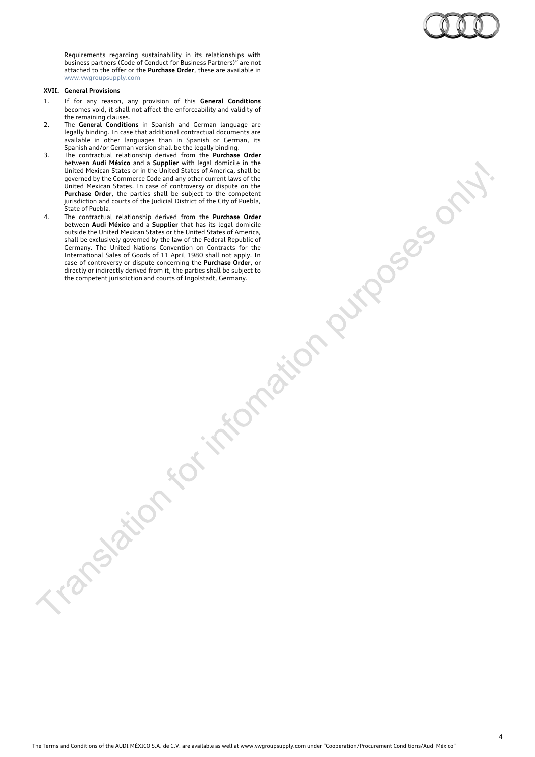Requirements regarding sustainability in its relationships with business partners (Code of Conduct for Business Partners)" are not attached to the offer or the **Purchase Order**, these are available in www.vwgroupsupply.com

### XVII. General Provisions

1. If for any reason, any provision of this **General Conditions** becomes void, it shall not affect the enforceability and validity of the remaining clauses.
2. The **General Conditions** in Spanish and German language are legally binding. In case that additional contractual documents are available in other languages than in Spanish or German, its Spanish and/or German version shall be the legally binding.
3. The contractual relationship derived from the **Purchase Order** between **Audi México** and a **Supplier** with legal domicile in the United Mexican States or in the United States of America, shall be governed by the Commerce Code and any other current laws of the United Mexican States. In case of controversy or dispute on the **Purchase Order**, the parties shall be subject to the competent jurisdiction and courts of the Judicial District of the City of Puebla, State of Puebla.
4. The contractual relationship derived from the **Purchase Order** between **Audi México** and a **Supplier** that has its legal domicile outside the United Mexican States or the United States of America, shall be exclusively governed by the law of the Federal Republic of Germany. The United Nations Convention on Contracts for the International Sales of Goods of 11 April 1980 shall not apply. In case of controversy or dispute concerning the **Purchase Order**, or directly or indirectly derived from it, the parties shall be subject to the competent jurisdiction and courts of Ingolstadt, Germany.

Translation for infomation purposes only!